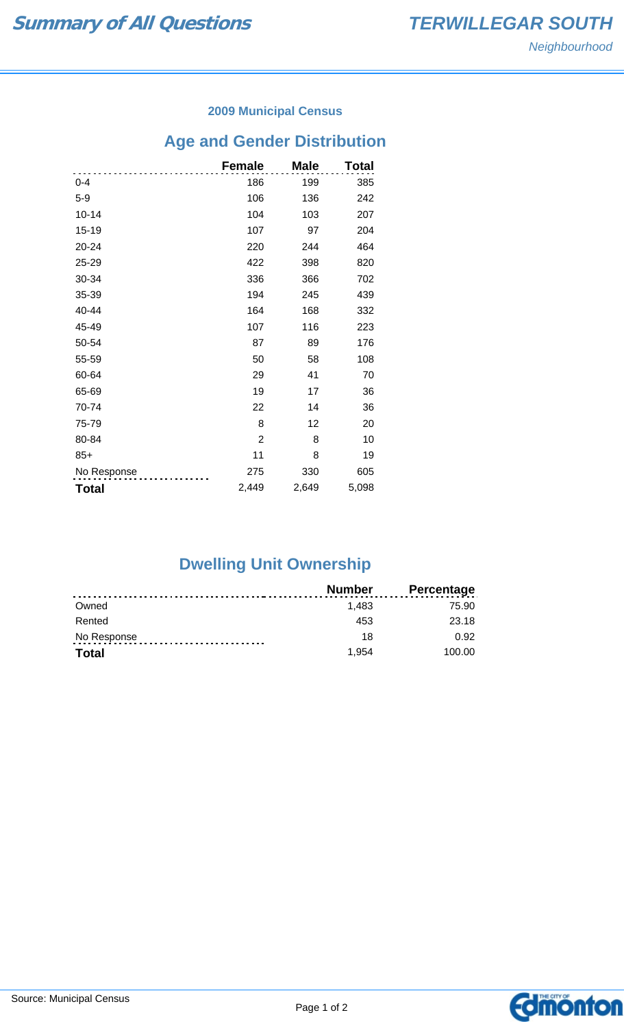# Summary of All Questions

## TERWILLEGAR SOUTH

*Neighbourhood*

### 2009 Municipal Census

## Age and Gender Distribution

| | Female | Male | Total |
|---|---|---|---|
| 0-4 | 186 | 199 | 385 |
| 5-9 | 106 | 136 | 242 |
| 10-14 | 104 | 103 | 207 |
| 15-19 | 107 | 97 | 204 |
| 20-24 | 220 | 244 | 464 |
| 25-29 | 422 | 398 | 820 |
| 30-34 | 336 | 366 | 702 |
| 35-39 | 194 | 245 | 439 |
| 40-44 | 164 | 168 | 332 |
| 45-49 | 107 | 116 | 223 |
| 50-54 | 87 | 89 | 176 |
| 55-59 | 50 | 58 | 108 |
| 60-64 | 29 | 41 | 70 |
| 65-69 | 19 | 17 | 36 |
| 70-74 | 22 | 14 | 36 |
| 75-79 | 8 | 12 | 20 |
| 80-84 | 2 | 8 | 10 |
| 85+ | 11 | 8 | 19 |
| No Response | 275 | 330 | 605 |
| **Total** | 2,449 | 2,649 | 5,098 |

## Dwelling Unit Ownership

| | Number | Percentage |
|---|---|---|
| Owned | 1,483 | 75.90 |
| Rented | 453 | 23.18 |
| No Response | 18 | 0.92 |
| **Total** | 1,954 | 100.00 |

Source: Municipal Census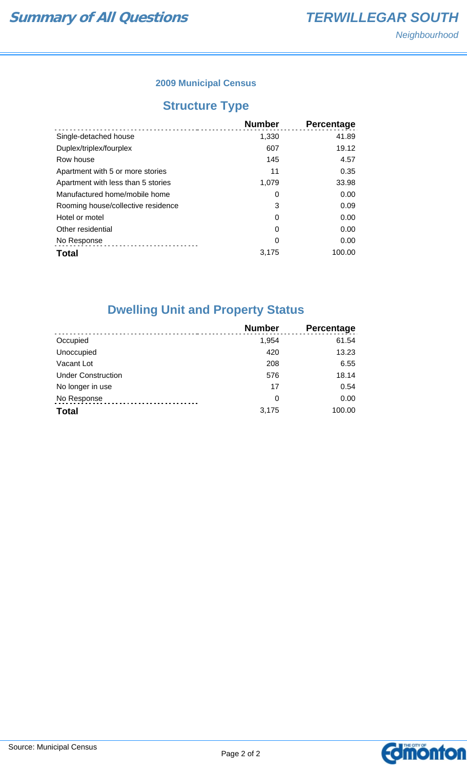**2009 Municipal Census**

## Structure Type

| | Number | Percentage |
|---|---|---|
| Single-detached house | 1,330 | 41.89 |
| Duplex/triplex/fourplex | 607 | 19.12 |
| Row house | 145 | 4.57 |
| Apartment with 5 or more stories | 11 | 0.35 |
| Apartment with less than 5 stories | 1,079 | 33.98 |
| Manufactured home/mobile home | 0 | 0.00 |
| Rooming house/collective residence | 3 | 0.09 |
| Hotel or motel | 0 | 0.00 |
| Other residential | 0 | 0.00 |
| No Response | 0 | 0.00 |
| **Total** | 3,175 | 100.00 |

## Dwelling Unit and Property Status

| | Number | Percentage |
|---|---|---|
| Occupied | 1,954 | 61.54 |
| Unoccupied | 420 | 13.23 |
| Vacant Lot | 208 | 6.55 |
| Under Construction | 576 | 18.14 |
| No longer in use | 17 | 0.54 |
| No Response | 0 | 0.00 |
| **Total** | 3,175 | 100.00 |

Source: Municipal Census